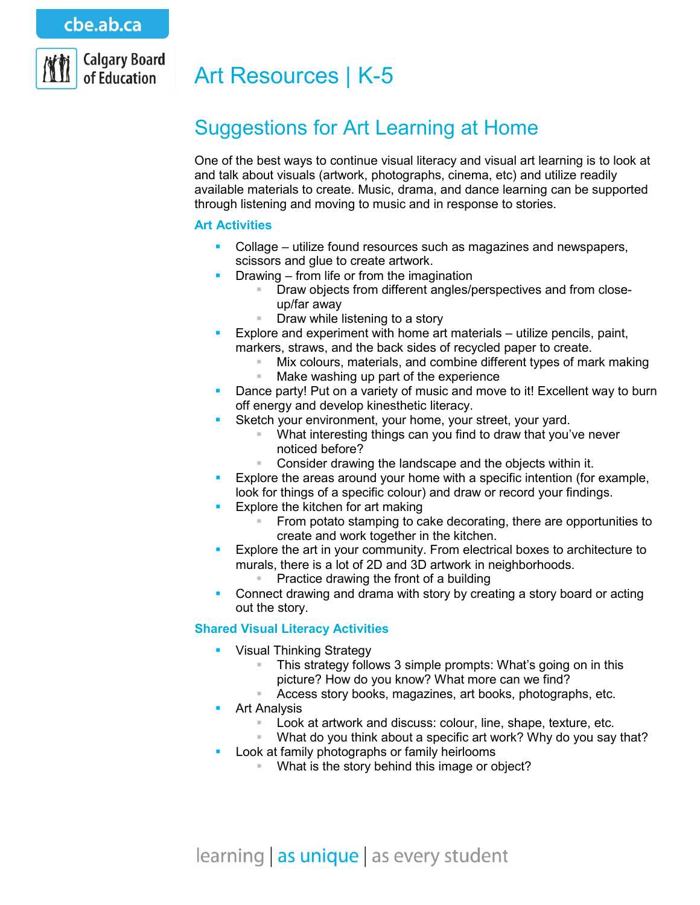cbe.ab.ca

Calgary Board of Education

# Art Resources | K-5

## Suggestions for Art Learning at Home

One of the best ways to continue visual literacy and visual art learning is to look at and talk about visuals (artwork, photographs, cinema, etc) and utilize readily available materials to create. Music, drama, and dance learning can be supported through listening and moving to music and in response to stories.

### Art Activities

- Collage – utilize found resources such as magazines and newspapers, scissors and glue to create artwork.
- Drawing – from life or from the imagination
  - Draw objects from different angles/perspectives and from close-up/far away
  - Draw while listening to a story
- Explore and experiment with home art materials – utilize pencils, paint, markers, straws, and the back sides of recycled paper to create.
  - Mix colours, materials, and combine different types of mark making
  - Make washing up part of the experience
- Dance party! Put on a variety of music and move to it! Excellent way to burn off energy and develop kinesthetic literacy.
- Sketch your environment, your home, your street, your yard.
  - What interesting things can you find to draw that you've never noticed before?
  - Consider drawing the landscape and the objects within it.
- Explore the areas around your home with a specific intention (for example, look for things of a specific colour) and draw or record your findings.
- Explore the kitchen for art making
  - From potato stamping to cake decorating, there are opportunities to create and work together in the kitchen.
- Explore the art in your community. From electrical boxes to architecture to murals, there is a lot of 2D and 3D artwork in neighborhoods.
  - Practice drawing the front of a building
- Connect drawing and drama with story by creating a story board or acting out the story.

### Shared Visual Literacy Activities

- Visual Thinking Strategy
  - This strategy follows 3 simple prompts: What's going on in this picture? How do you know? What more can we find?
  - Access story books, magazines, art books, photographs, etc.
- Art Analysis
  - Look at artwork and discuss: colour, line, shape, texture, etc.
  - What do you think about a specific art work? Why do you say that?
- Look at family photographs or family heirlooms
  - What is the story behind this image or object?

learning | as unique | as every student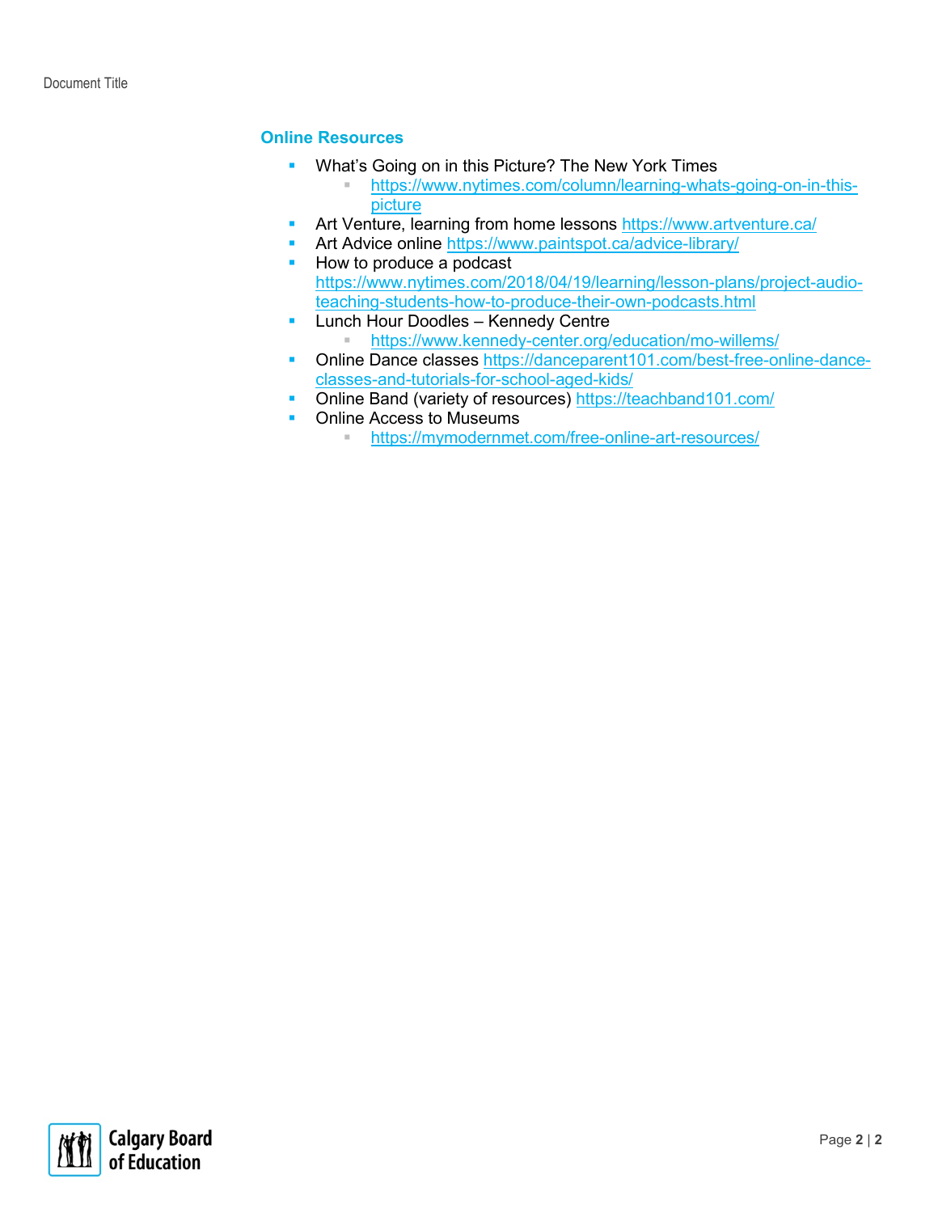## Online Resources

- What's Going on in this Picture? The New York Times
  - https://www.nytimes.com/column/learning-whats-going-on-in-this-picture
- Art Venture, learning from home lessons https://www.artventure.ca/
- Art Advice online https://www.paintspot.ca/advice-library/
- How to produce a podcast https://www.nytimes.com/2018/04/19/learning/lesson-plans/project-audio-teaching-students-how-to-produce-their-own-podcasts.html
- Lunch Hour Doodles – Kennedy Centre
  - https://www.kennedy-center.org/education/mo-willems/
- Online Dance classes https://danceparent101.com/best-free-online-dance-classes-and-tutorials-for-school-aged-kids/
- Online Band (variety of resources) https://teachband101.com/
- Online Access to Museums
  - https://mymodernmet.com/free-online-art-resources/